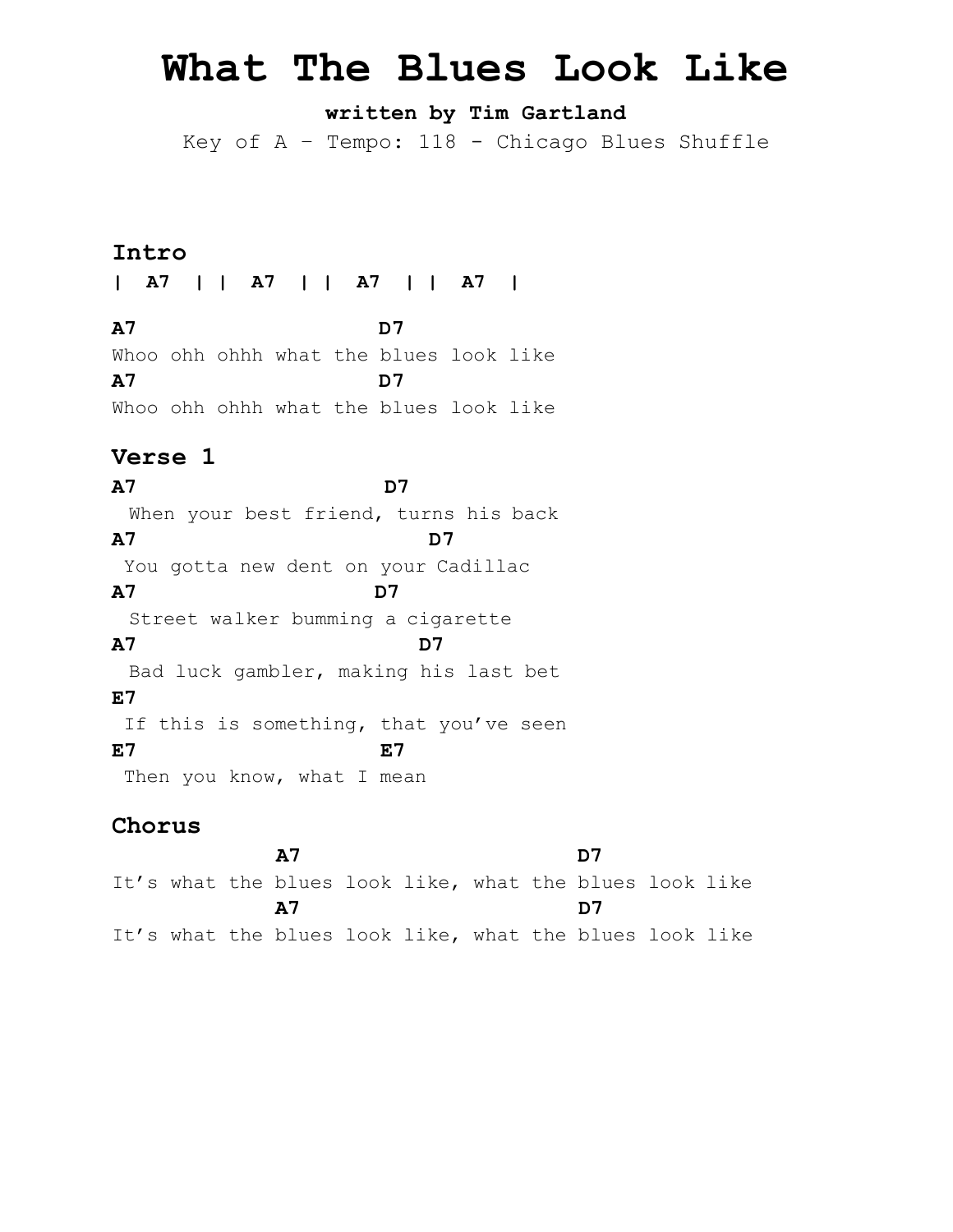# What The Blues Look Like

**written by Tim Gartland**

Key of A – Tempo: 118 - Chicago Blues Shuffle

## Intro

```
|  A7  | |  A7  | |  A7  | |  A7  |

A7                    D7
Whoo ohh ohhh what the blues look like
A7                    D7
Whoo ohh ohhh what the blues look like
```

## Verse 1

```
A7                     D7
  When your best friend, turns his back
A7                            D7
 You gotta new dent on your Cadillac
A7                      D7
  Street walker bumming a cigarette
A7                          D7
  Bad luck gambler, making his last bet
E7
 If this is something, that you've seen
E7                     E7
 Then you know, what I mean
```

## Chorus

```
             A7                         D7
It's what the blues look like, what the blues look like
             A7                         D7
It's what the blues look like, what the blues look like
```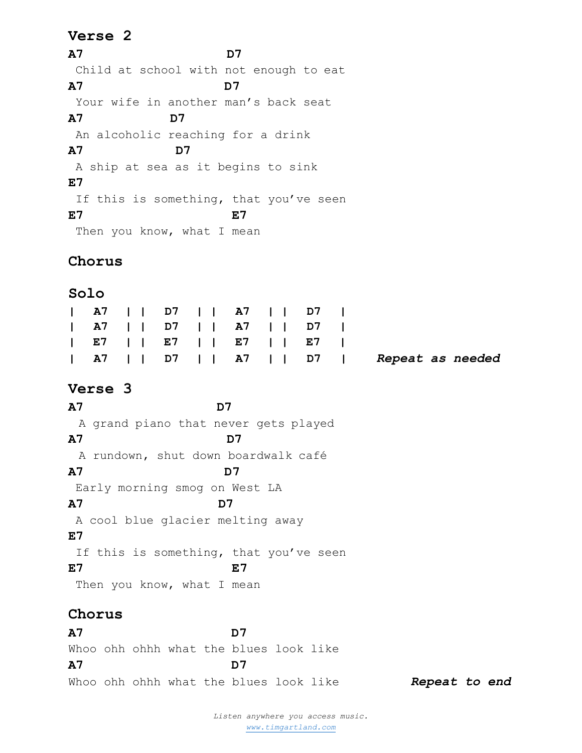## Verse 2

```
A7                     D7
 Child at school with not enough to eat
A7                     D7
 Your wife in another man's back seat
A7              D7
 An alcoholic reaching for a drink
A7              D7
 A ship at sea as it begins to sink
E7
 If this is something, that you've seen
E7                     E7
 Then you know, what I mean
```

## Chorus

## Solo

```
|  A7  | |  D7  | |  A7  | |  D7  |
|  A7  | |  D7  | |  A7  | |  D7  |
|  E7  | |  E7  | |  E7  | |  E7  |
|  A7  | |  D7  | |  A7  | |  D7  |     Repeat as needed
```

## Verse 3

```
A7                   D7
  A grand piano that never gets played
A7                     D7
  A rundown, shut down boardwalk café
A7                     D7
 Early morning smog on West LA
A7                   D7
 A cool blue glacier melting away
E7
 If this is something, that you've seen
E7                     E7
 Then you know, what I mean
```

## Chorus

```
A7                     D7
Whoo ohh ohhh what the blues look like
A7                     D7
Whoo ohh ohhh what the blues look like          Repeat to end
```

*Listen anywhere you access music.*
*www.timgartland.com*